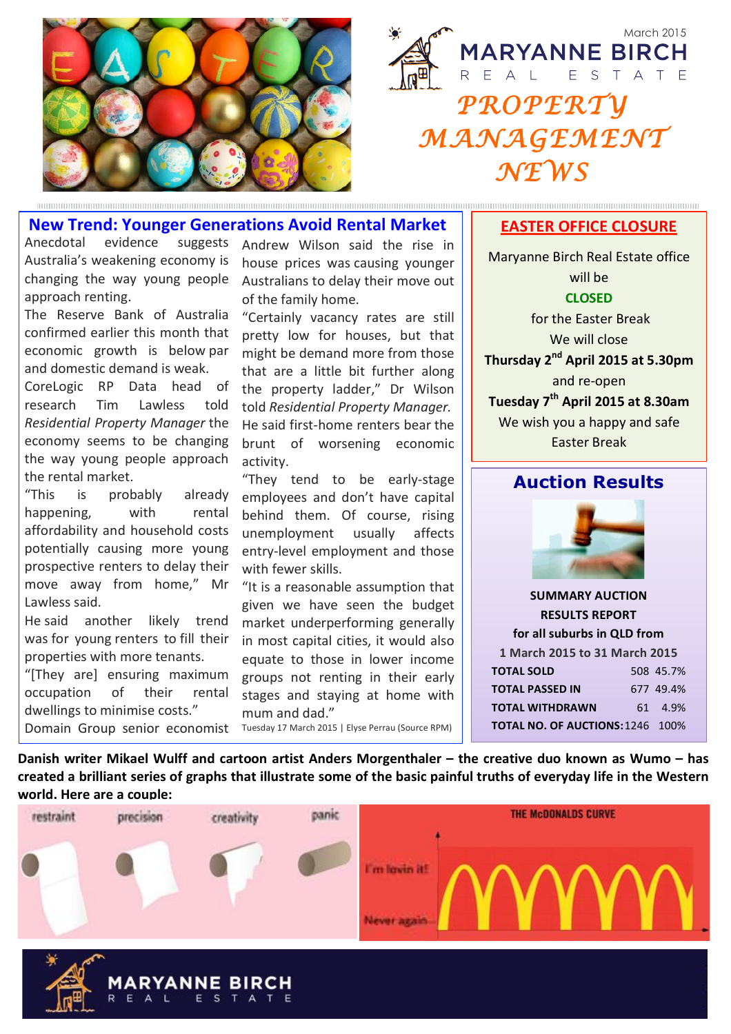March 2015

MARYANNE BIRCH
REAL ESTATE

# PROPERTY MANAGEMENT NEWS

## New Trend: Younger Generations Avoid Rental Market

Anecdotal evidence suggests Australia's weakening economy is changing the way young people approach renting.

The Reserve Bank of Australia confirmed earlier this month that economic growth is below par and domestic demand is weak.

CoreLogic RP Data head of research Tim Lawless told *Residential Property Manager* the economy seems to be changing the way young people approach the rental market.

"This is probably already happening, with rental affordability and household costs potentially causing more young prospective renters to delay their move away from home," Mr Lawless said.

He said another likely trend was for young renters to fill their properties with more tenants.

"[They are] ensuring maximum occupation of their rental dwellings to minimise costs."

Domain Group senior economist Andrew Wilson said the rise in house prices was causing younger Australians to delay their move out of the family home.

"Certainly vacancy rates are still pretty low for houses, but that might be demand more from those that are a little bit further along the property ladder," Dr Wilson told *Residential Property Manager.*

He said first-home renters bear the brunt of worsening economic activity.

"They tend to be early-stage employees and don't have capital behind them. Of course, rising unemployment usually affects entry-level employment and those with fewer skills.

"It is a reasonable assumption that given we have seen the budget market underperforming generally in most capital cities, it would also equate to those in lower income groups not renting in their early stages and staying at home with mum and dad."

Tuesday 17 March 2015 | Elyse Perrau (Source RPM)

## EASTER OFFICE CLOSURE

Maryanne Birch Real Estate office will be

**CLOSED**

for the Easter Break

We will close

**Thursday 2nd April 2015 at 5.30pm**

and re-open

**Tuesday 7th April 2015 at 8.30am**

We wish you a happy and safe Easter Break

## Auction Results

**SUMMARY AUCTION RESULTS REPORT**
**for all suburbs in QLD from**
**1 March 2015 to 31 March 2015**

| | | |
|---|---|---|
| **TOTAL SOLD** | 508 | 45.7% |
| **TOTAL PASSED IN** | 677 | 49.4% |
| **TOTAL WITHDRAWN** | 61 | 4.9% |
| **TOTAL NO. OF AUCTIONS:** | 1246 | 100% |

**Danish writer Mikael Wulff and cartoon artist Anders Morgenthaler – the creative duo known as Wumo – has created a brilliant series of graphs that illustrate some of the basic painful truths of everyday life in the Western world. Here are a couple:**

restraint precision creativity panic

THE McDONALDS CURVE

I'm lovin it!

Never again

MARYANNE BIRCH
REAL ESTATE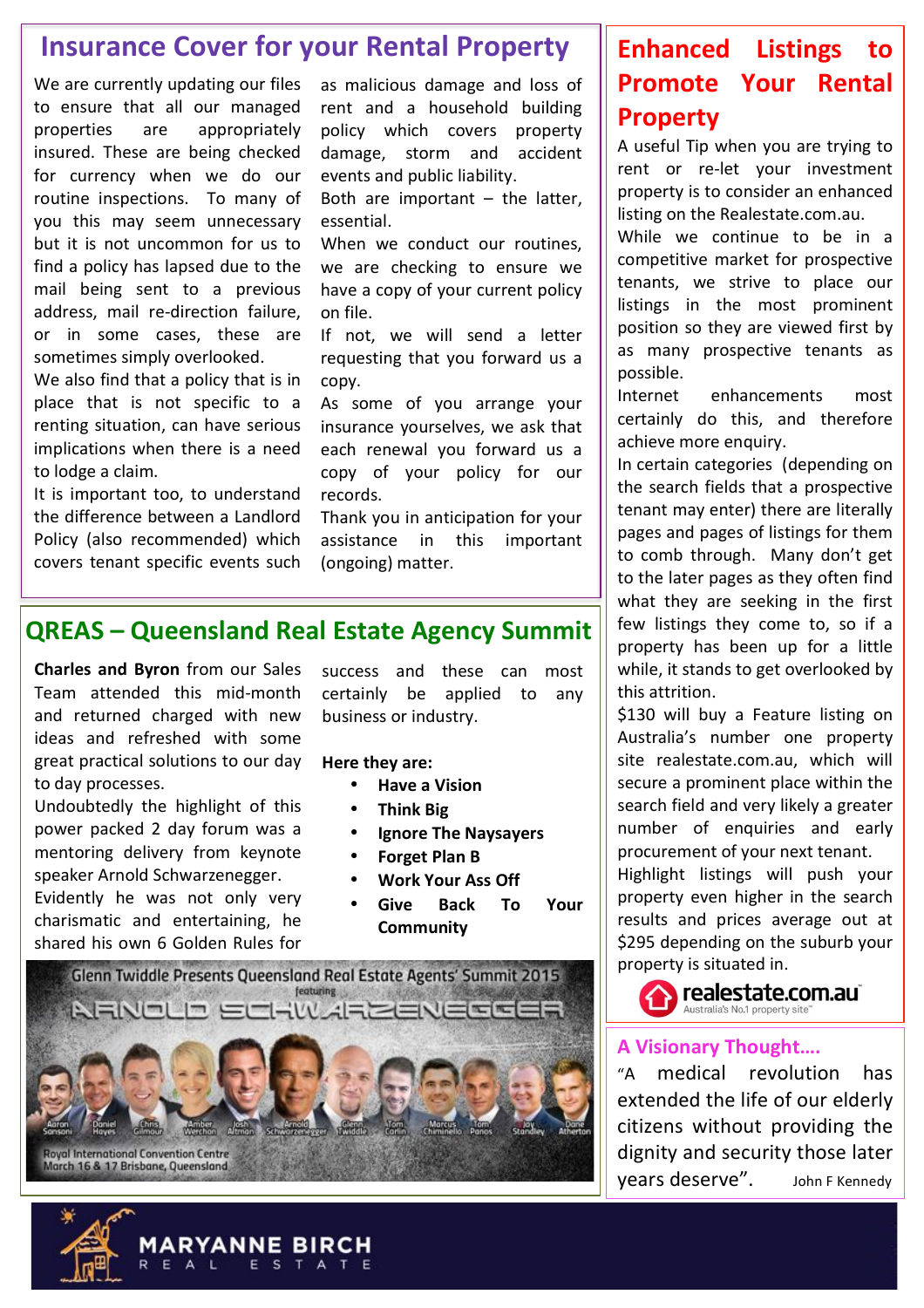## Insurance Cover for your Rental Property

We are currently updating our files to ensure that all our managed properties are appropriately insured. These are being checked for currency when we do our routine inspections. To many of you this may seem unnecessary but it is not uncommon for us to find a policy has lapsed due to the mail being sent to a previous address, mail re-direction failure, or in some cases, these are sometimes simply overlooked.

We also find that a policy that is in place that is not specific to a renting situation, can have serious implications when there is a need to lodge a claim.

It is important too, to understand the difference between a Landlord Policy (also recommended) which covers tenant specific events such as malicious damage and loss of rent and a household building policy which covers property damage, storm and accident events and public liability.

Both are important – the latter, essential.

When we conduct our routines, we are checking to ensure we have a copy of your current policy on file.

If not, we will send a letter requesting that you forward us a copy.

As some of you arrange your insurance yourselves, we ask that each renewal you forward us a copy of your policy for our records.

Thank you in anticipation for your assistance in this important (ongoing) matter.

## QREAS – Queensland Real Estate Agency Summit

**Charles and Byron** from our Sales Team attended this mid-month and returned charged with new ideas and refreshed with some great practical solutions to our day to day processes.

Undoubtedly the highlight of this power packed 2 day forum was a mentoring delivery from keynote speaker Arnold Schwarzenegger.

Evidently he was not only very charismatic and entertaining, he shared his own 6 Golden Rules for success and these can most certainly be applied to any business or industry.

**Here they are:**

- **Have a Vision**
- **Think Big**
- **Ignore The Naysayers**
- **Forget Plan B**
- **Work Your Ass Off**
- **Give Back To Your Community**

Glenn Twiddle Presents Queensland Real Estate Agents' Summit 2015 featuring ARNOLD SCHWARZENEGGER

Aaron Sansoni, Daniel Hoyes, Chris Gilmour, Amber Werchon, Josh Altman, Arnold Schwarzenegger, Glenn Twiddle, Tom Corlin, Marcus Chiminello, Tom Panos, Jay Standley, Dane Atherton

Royal International Convention Centre
March 16 & 17 Brisbane, Queensland

## Enhanced Listings to Promote Your Rental Property

A useful Tip when you are trying to rent or re-let your investment property is to consider an enhanced listing on the Realestate.com.au.

While we continue to be in a competitive market for prospective tenants, we strive to place our listings in the most prominent position so they are viewed first by as many prospective tenants as possible.

Internet enhancements most certainly do this, and therefore achieve more enquiry.

In certain categories (depending on the search fields that a prospective tenant may enter) there are literally pages and pages of listings for them to comb through. Many don't get to the later pages as they often find what they are seeking in the first few listings they come to, so if a property has been up for a little while, it stands to get overlooked by this attrition.

$130 will buy a Feature listing on Australia's number one property site realestate.com.au, which will secure a prominent place within the search field and very likely a greater number of enquiries and early procurement of your next tenant.

Highlight listings will push your property even higher in the search results and prices average out at $295 depending on the suburb your property is situated in.

realestate.com.au
Australia's No.1 property site

### A Visionary Thought….

"A medical revolution has extended the life of our elderly citizens without providing the dignity and security those later years deserve". John F Kennedy

MARYANNE BIRCH REAL ESTATE